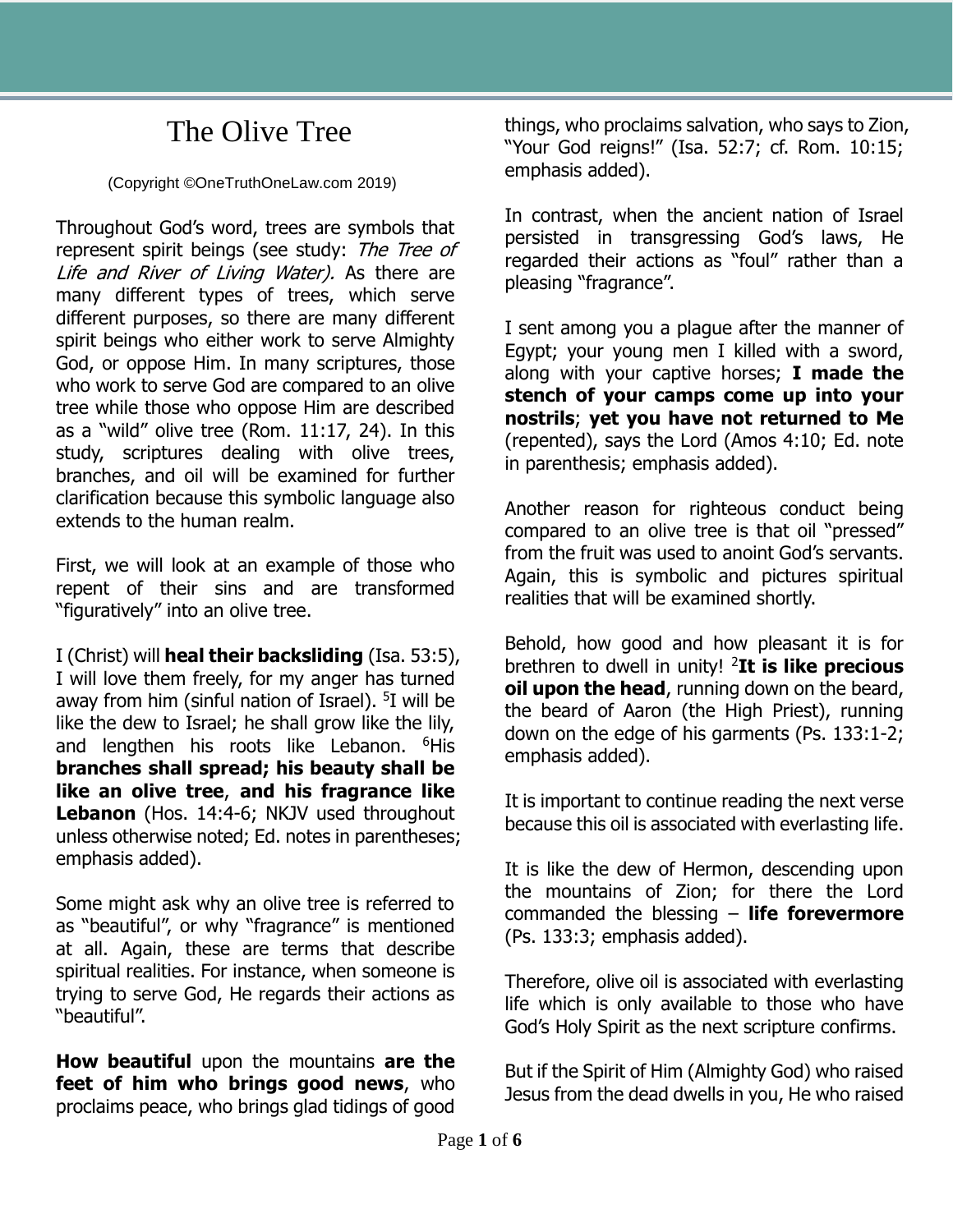# The Olive Tree

(Copyright ©OneTruthOneLaw.com 2019)

Throughout God's word, trees are symbols that represent spirit beings (see study: *The Tree of Life and River of Living Water).* As there are many different types of trees, which serve different purposes, so there are many different spirit beings who either work to serve Almighty God, or oppose Him. In many scriptures, those who work to serve God are compared to an olive tree while those who oppose Him are described as a "wild" olive tree (Rom. 11:17, 24). In this study, scriptures dealing with olive trees, branches, and oil will be examined for further clarification because this symbolic language also extends to the human realm.

First, we will look at an example of those who repent of their sins and are transformed "figuratively" into an olive tree.

I (Christ) will **heal their backsliding** (Isa. 53:5), I will love them freely, for my anger has turned away from him (sinful nation of Israel). [5]I will be like the dew to Israel; he shall grow like the lily, and lengthen his roots like Lebanon. [6]His **branches shall spread; his beauty shall be like an olive tree**, **and his fragrance like Lebanon** (Hos. 14:4-6; NKJV used throughout unless otherwise noted; Ed. notes in parentheses; emphasis added).

Some might ask why an olive tree is referred to as "beautiful", or why "fragrance" is mentioned at all. Again, these are terms that describe spiritual realities. For instance, when someone is trying to serve God, He regards their actions as "beautiful".

**How beautiful** upon the mountains **are the feet of him who brings good news**, who proclaims peace, who brings glad tidings of good things, who proclaims salvation, who says to Zion, "Your God reigns!" (Isa. 52:7; cf. Rom. 10:15; emphasis added).

In contrast, when the ancient nation of Israel persisted in transgressing God's laws, He regarded their actions as "foul" rather than a pleasing "fragrance".

I sent among you a plague after the manner of Egypt; your young men I killed with a sword, along with your captive horses; **I made the stench of your camps come up into your nostrils**; **yet you have not returned to Me** (repented), says the Lord (Amos 4:10; Ed. note in parenthesis; emphasis added).

Another reason for righteous conduct being compared to an olive tree is that oil "pressed" from the fruit was used to anoint God's servants. Again, this is symbolic and pictures spiritual realities that will be examined shortly.

Behold, how good and how pleasant it is for brethren to dwell in unity! [2]**It is like precious oil upon the head**, running down on the beard, the beard of Aaron (the High Priest), running down on the edge of his garments (Ps. 133:1-2; emphasis added).

It is important to continue reading the next verse because this oil is associated with everlasting life.

It is like the dew of Hermon, descending upon the mountains of Zion; for there the Lord commanded the blessing – **life forevermore** (Ps. 133:3; emphasis added).

Therefore, olive oil is associated with everlasting life which is only available to those who have God's Holy Spirit as the next scripture confirms.

But if the Spirit of Him (Almighty God) who raised Jesus from the dead dwells in you, He who raised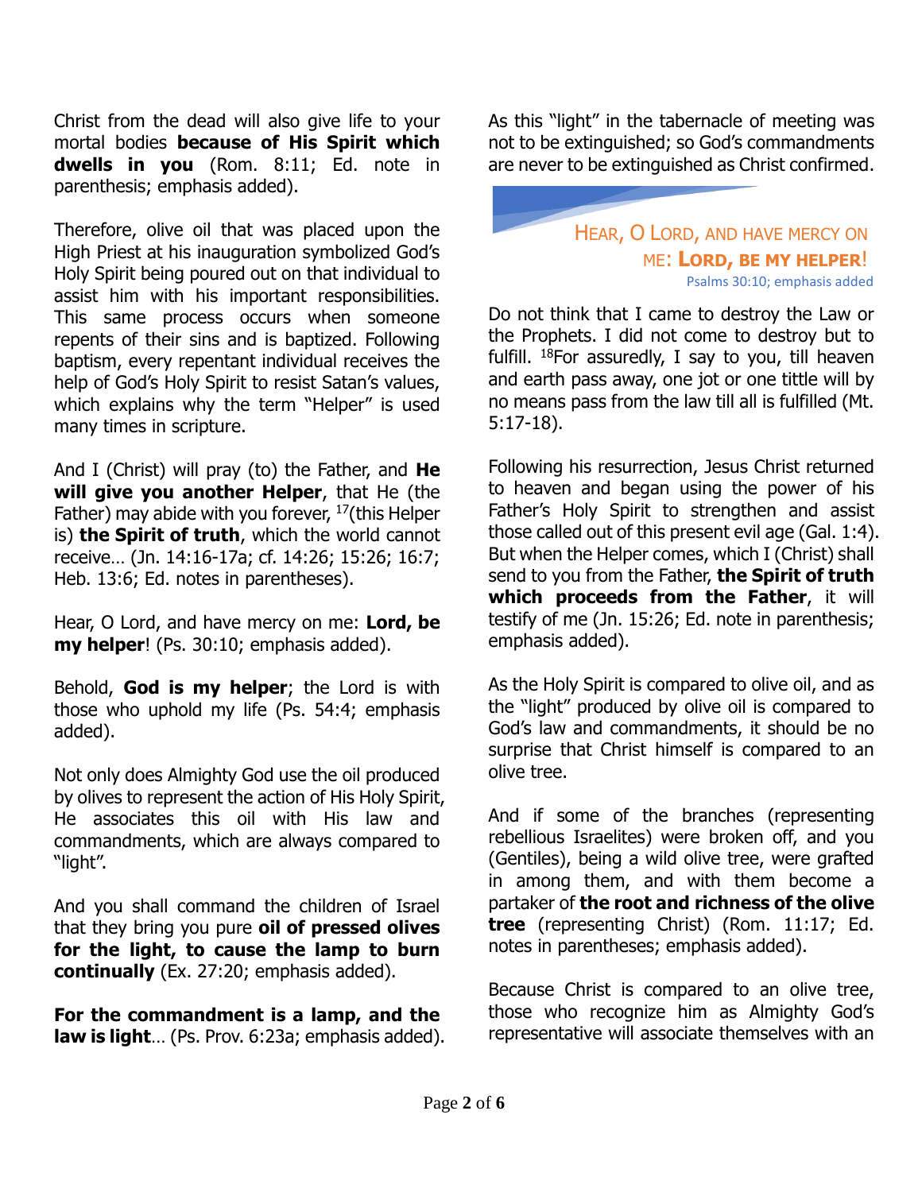Christ from the dead will also give life to your mortal bodies **because of His Spirit which dwells in you** (Rom. 8:11; Ed. note in parenthesis; emphasis added).

Therefore, olive oil that was placed upon the High Priest at his inauguration symbolized God's Holy Spirit being poured out on that individual to assist him with his important responsibilities. This same process occurs when someone repents of their sins and is baptized. Following baptism, every repentant individual receives the help of God's Holy Spirit to resist Satan's values, which explains why the term "Helper" is used many times in scripture.

And I (Christ) will pray (to) the Father, and **He will give you another Helper**, that He (the Father) may abide with you forever, [17](this Helper is) **the Spirit of truth**, which the world cannot receive… (Jn. 14:16-17a; cf. 14:26; 15:26; 16:7; Heb. 13:6; Ed. notes in parentheses).

Hear, O Lord, and have mercy on me: **Lord, be my helper**! (Ps. 30:10; emphasis added).

Behold, **God is my helper**; the Lord is with those who uphold my life (Ps. 54:4; emphasis added).

Not only does Almighty God use the oil produced by olives to represent the action of His Holy Spirit, He associates this oil with His law and commandments, which are always compared to "light".

And you shall command the children of Israel that they bring you pure **oil of pressed olives for the light, to cause the lamp to burn continually** (Ex. 27:20; emphasis added).

**For the commandment is a lamp, and the law is light**… (Ps. Prov. 6:23a; emphasis added).

As this "light" in the tabernacle of meeting was not to be extinguished; so God's commandments are never to be extinguished as Christ confirmed.

> HEAR, O LORD, AND HAVE MERCY ON ME: **LORD, BE MY HELPER**!
> Psalms 30:10; emphasis added

Do not think that I came to destroy the Law or the Prophets. I did not come to destroy but to fulfill. [18]For assuredly, I say to you, till heaven and earth pass away, one jot or one tittle will by no means pass from the law till all is fulfilled (Mt. 5:17-18).

Following his resurrection, Jesus Christ returned to heaven and began using the power of his Father's Holy Spirit to strengthen and assist those called out of this present evil age (Gal. 1:4). But when the Helper comes, which I (Christ) shall send to you from the Father, **the Spirit of truth which proceeds from the Father**, it will testify of me (Jn. 15:26; Ed. note in parenthesis; emphasis added).

As the Holy Spirit is compared to olive oil, and as the "light" produced by olive oil is compared to God's law and commandments, it should be no surprise that Christ himself is compared to an olive tree.

And if some of the branches (representing rebellious Israelites) were broken off, and you (Gentiles), being a wild olive tree, were grafted in among them, and with them become a partaker of **the root and richness of the olive tree** (representing Christ) (Rom. 11:17; Ed. notes in parentheses; emphasis added).

Because Christ is compared to an olive tree, those who recognize him as Almighty God's representative will associate themselves with an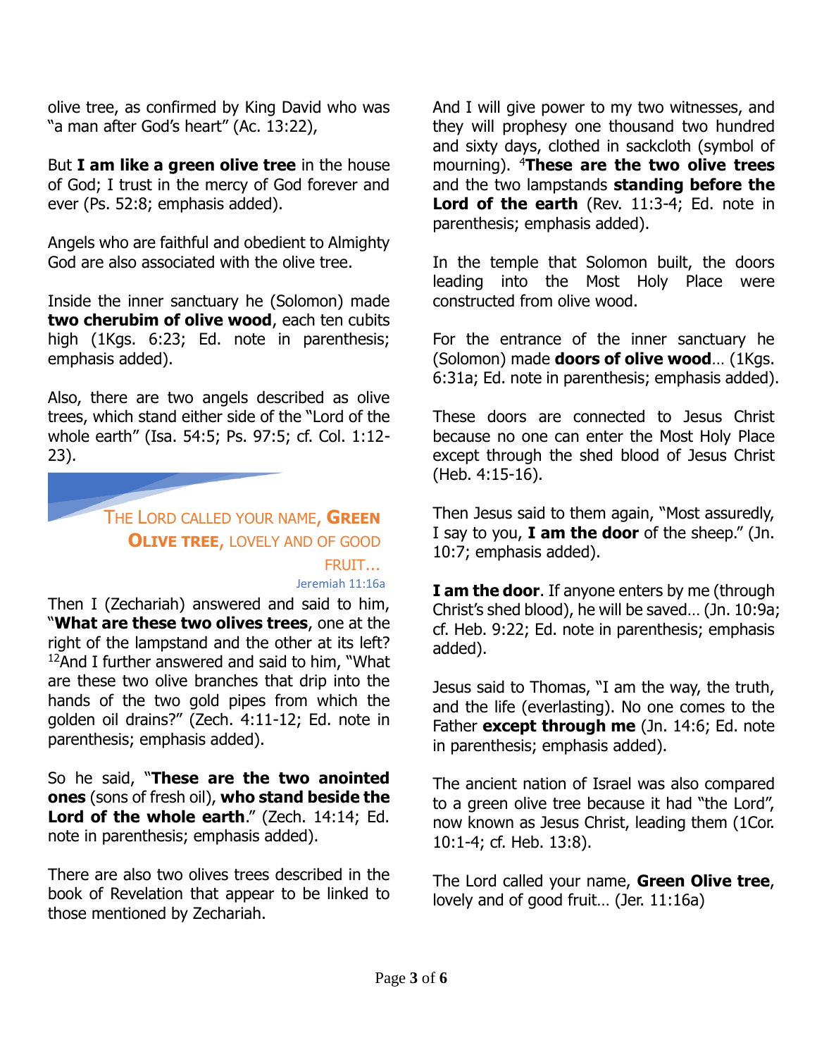olive tree, as confirmed by King David who was "a man after God's heart" (Ac. 13:22),

But **I am like a green olive tree** in the house of God; I trust in the mercy of God forever and ever (Ps. 52:8; emphasis added).

Angels who are faithful and obedient to Almighty God are also associated with the olive tree.

Inside the inner sanctuary he (Solomon) made **two cherubim of olive wood**, each ten cubits high (1Kgs. 6:23; Ed. note in parenthesis; emphasis added).

Also, there are two angels described as olive trees, which stand either side of the "Lord of the whole earth" (Isa. 54:5; Ps. 97:5; cf. Col. 1:12-23).

## The Lord called your name, **Green Olive tree**, lovely and of good fruit...

Jeremiah 11:16a

Then I (Zechariah) answered and said to him, "**What are these two olives trees**, one at the right of the lampstand and the other at its left? [12]And I further answered and said to him, "What are these two olive branches that drip into the hands of the two gold pipes from which the golden oil drains?" (Zech. 4:11-12; Ed. note in parenthesis; emphasis added).

So he said, "**These are the two anointed ones** (sons of fresh oil), **who stand beside the Lord of the whole earth**." (Zech. 14:14; Ed. note in parenthesis; emphasis added).

There are also two olives trees described in the book of Revelation that appear to be linked to those mentioned by Zechariah.

And I will give power to my two witnesses, and they will prophesy one thousand two hundred and sixty days, clothed in sackcloth (symbol of mourning). [4]**These are the two olive trees** and the two lampstands **standing before the Lord of the earth** (Rev. 11:3-4; Ed. note in parenthesis; emphasis added).

In the temple that Solomon built, the doors leading into the Most Holy Place were constructed from olive wood.

For the entrance of the inner sanctuary he (Solomon) made **doors of olive wood**… (1Kgs. 6:31a; Ed. note in parenthesis; emphasis added).

These doors are connected to Jesus Christ because no one can enter the Most Holy Place except through the shed blood of Jesus Christ (Heb. 4:15-16).

Then Jesus said to them again, "Most assuredly, I say to you, **I am the door** of the sheep." (Jn. 10:7; emphasis added).

**I am the door**. If anyone enters by me (through Christ's shed blood), he will be saved… (Jn. 10:9a; cf. Heb. 9:22; Ed. note in parenthesis; emphasis added).

Jesus said to Thomas, "I am the way, the truth, and the life (everlasting). No one comes to the Father **except through me** (Jn. 14:6; Ed. note in parenthesis; emphasis added).

The ancient nation of Israel was also compared to a green olive tree because it had "the Lord", now known as Jesus Christ, leading them (1Cor. 10:1-4; cf. Heb. 13:8).

The Lord called your name, **Green Olive tree**, lovely and of good fruit… (Jer. 11:16a)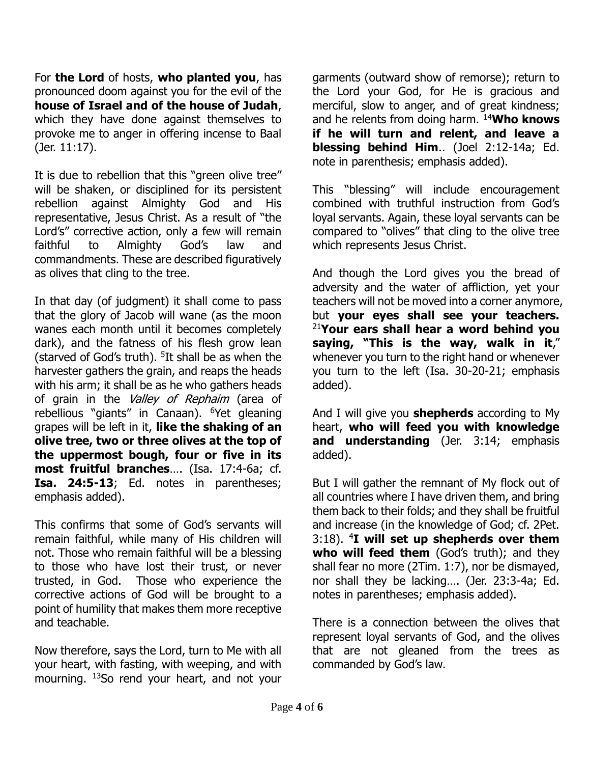For **the Lord** of hosts, **who planted you**, has pronounced doom against you for the evil of the **house of Israel and of the house of Judah**, which they have done against themselves to provoke me to anger in offering incense to Baal (Jer. 11:17).

It is due to rebellion that this "green olive tree" will be shaken, or disciplined for its persistent rebellion against Almighty God and His representative, Jesus Christ. As a result of "the Lord's" corrective action, only a few will remain faithful to Almighty God's law and commandments. These are described figuratively as olives that cling to the tree.

In that day (of judgment) it shall come to pass that the glory of Jacob will wane (as the moon wanes each month until it becomes completely dark), and the fatness of his flesh grow lean (starved of God's truth). [5]It shall be as when the harvester gathers the grain, and reaps the heads with his arm; it shall be as he who gathers heads of grain in the *Valley of Rephaim* (area of rebellious "giants" in Canaan). [6]Yet gleaning grapes will be left in it, **like the shaking of an olive tree, two or three olives at the top of the uppermost bough, four or five in its most fruitful branches**…. (Isa. 17:4-6a; cf. **Isa. 24:5-13**; Ed. notes in parentheses; emphasis added).

This confirms that some of God's servants will remain faithful, while many of His children will not. Those who remain faithful will be a blessing to those who have lost their trust, or never trusted, in God. Those who experience the corrective actions of God will be brought to a point of humility that makes them more receptive and teachable.

Now therefore, says the Lord, turn to Me with all your heart, with fasting, with weeping, and with mourning. [13]So rend your heart, and not your garments (outward show of remorse); return to the Lord your God, for He is gracious and merciful, slow to anger, and of great kindness; and he relents from doing harm. [14]**Who knows if he will turn and relent, and leave a blessing behind Him**.. (Joel 2:12-14a; Ed. note in parenthesis; emphasis added).

This "blessing" will include encouragement combined with truthful instruction from God's loyal servants. Again, these loyal servants can be compared to "olives" that cling to the olive tree which represents Jesus Christ.

And though the Lord gives you the bread of adversity and the water of affliction, yet your teachers will not be moved into a corner anymore, but **your eyes shall see your teachers.** [21]**Your ears shall hear a word behind you saying, "This is the way, walk in it**," whenever you turn to the right hand or whenever you turn to the left (Isa. 30-20-21; emphasis added).

And I will give you **shepherds** according to My heart, **who will feed you with knowledge and understanding** (Jer. 3:14; emphasis added).

But I will gather the remnant of My flock out of all countries where I have driven them, and bring them back to their folds; and they shall be fruitful and increase (in the knowledge of God; cf. 2Pet. 3:18). [4]**I will set up shepherds over them who will feed them** (God's truth); and they shall fear no more (2Tim. 1:7), nor be dismayed, nor shall they be lacking…. (Jer. 23:3-4a; Ed. notes in parentheses; emphasis added).

There is a connection between the olives that represent loyal servants of God, and the olives that are not gleaned from the trees as commanded by God's law.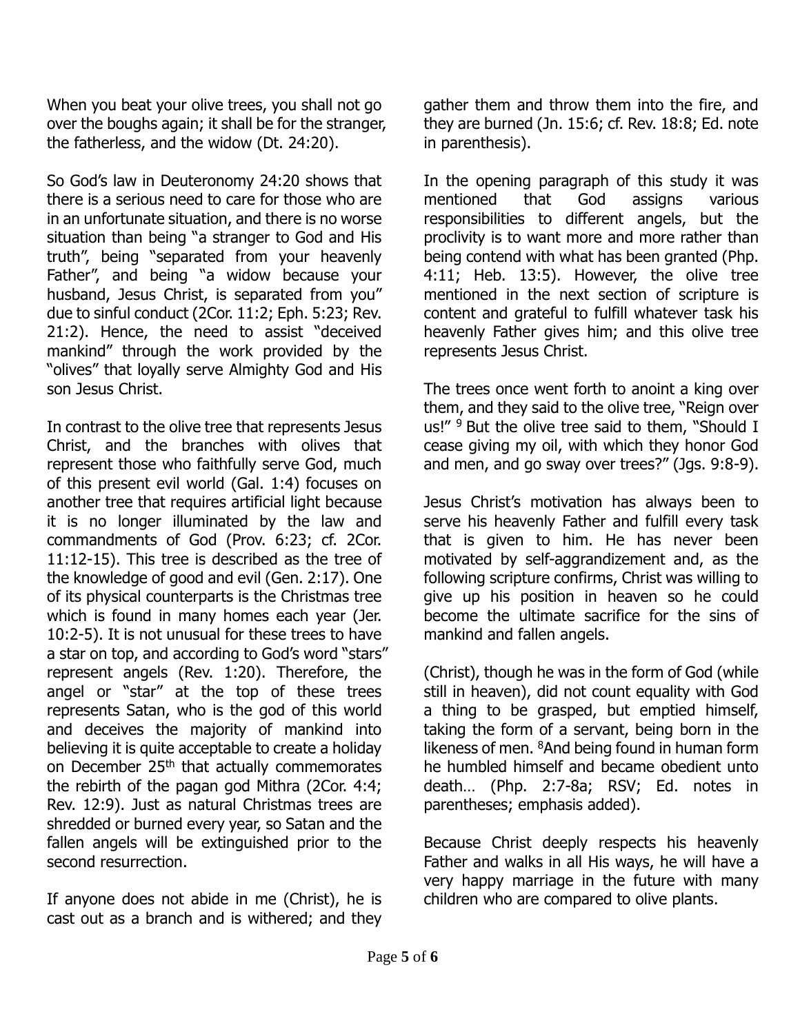When you beat your olive trees, you shall not go over the boughs again; it shall be for the stranger, the fatherless, and the widow (Dt. 24:20).

So God's law in Deuteronomy 24:20 shows that there is a serious need to care for those who are in an unfortunate situation, and there is no worse situation than being "a stranger to God and His truth", being "separated from your heavenly Father", and being "a widow because your husband, Jesus Christ, is separated from you" due to sinful conduct (2Cor. 11:2; Eph. 5:23; Rev. 21:2). Hence, the need to assist "deceived mankind" through the work provided by the "olives" that loyally serve Almighty God and His son Jesus Christ.

In contrast to the olive tree that represents Jesus Christ, and the branches with olives that represent those who faithfully serve God, much of this present evil world (Gal. 1:4) focuses on another tree that requires artificial light because it is no longer illuminated by the law and commandments of God (Prov. 6:23; cf. 2Cor. 11:12-15). This tree is described as the tree of the knowledge of good and evil (Gen. 2:17). One of its physical counterparts is the Christmas tree which is found in many homes each year (Jer. 10:2-5). It is not unusual for these trees to have a star on top, and according to God's word "stars" represent angels (Rev. 1:20). Therefore, the angel or "star" at the top of these trees represents Satan, who is the god of this world and deceives the majority of mankind into believing it is quite acceptable to create a holiday on December 25th that actually commemorates the rebirth of the pagan god Mithra (2Cor. 4:4; Rev. 12:9). Just as natural Christmas trees are shredded or burned every year, so Satan and the fallen angels will be extinguished prior to the second resurrection.

If anyone does not abide in me (Christ), he is cast out as a branch and is withered; and they gather them and throw them into the fire, and they are burned (Jn. 15:6; cf. Rev. 18:8; Ed. note in parenthesis).

In the opening paragraph of this study it was mentioned that God assigns various responsibilities to different angels, but the proclivity is to want more and more rather than being contend with what has been granted (Php. 4:11; Heb. 13:5). However, the olive tree mentioned in the next section of scripture is content and grateful to fulfill whatever task his heavenly Father gives him; and this olive tree represents Jesus Christ.

The trees once went forth to anoint a king over them, and they said to the olive tree, "Reign over us!" [9] But the olive tree said to them, "Should I cease giving my oil, with which they honor God and men, and go sway over trees?" (Jgs. 9:8-9).

Jesus Christ's motivation has always been to serve his heavenly Father and fulfill every task that is given to him. He has never been motivated by self-aggrandizement and, as the following scripture confirms, Christ was willing to give up his position in heaven so he could become the ultimate sacrifice for the sins of mankind and fallen angels.

(Christ), though he was in the form of God (while still in heaven), did not count equality with God a thing to be grasped, but emptied himself, taking the form of a servant, being born in the likeness of men. [8]And being found in human form he humbled himself and became obedient unto death… (Php. 2:7-8a; RSV; Ed. notes in parentheses; emphasis added).

Because Christ deeply respects his heavenly Father and walks in all His ways, he will have a very happy marriage in the future with many children who are compared to olive plants.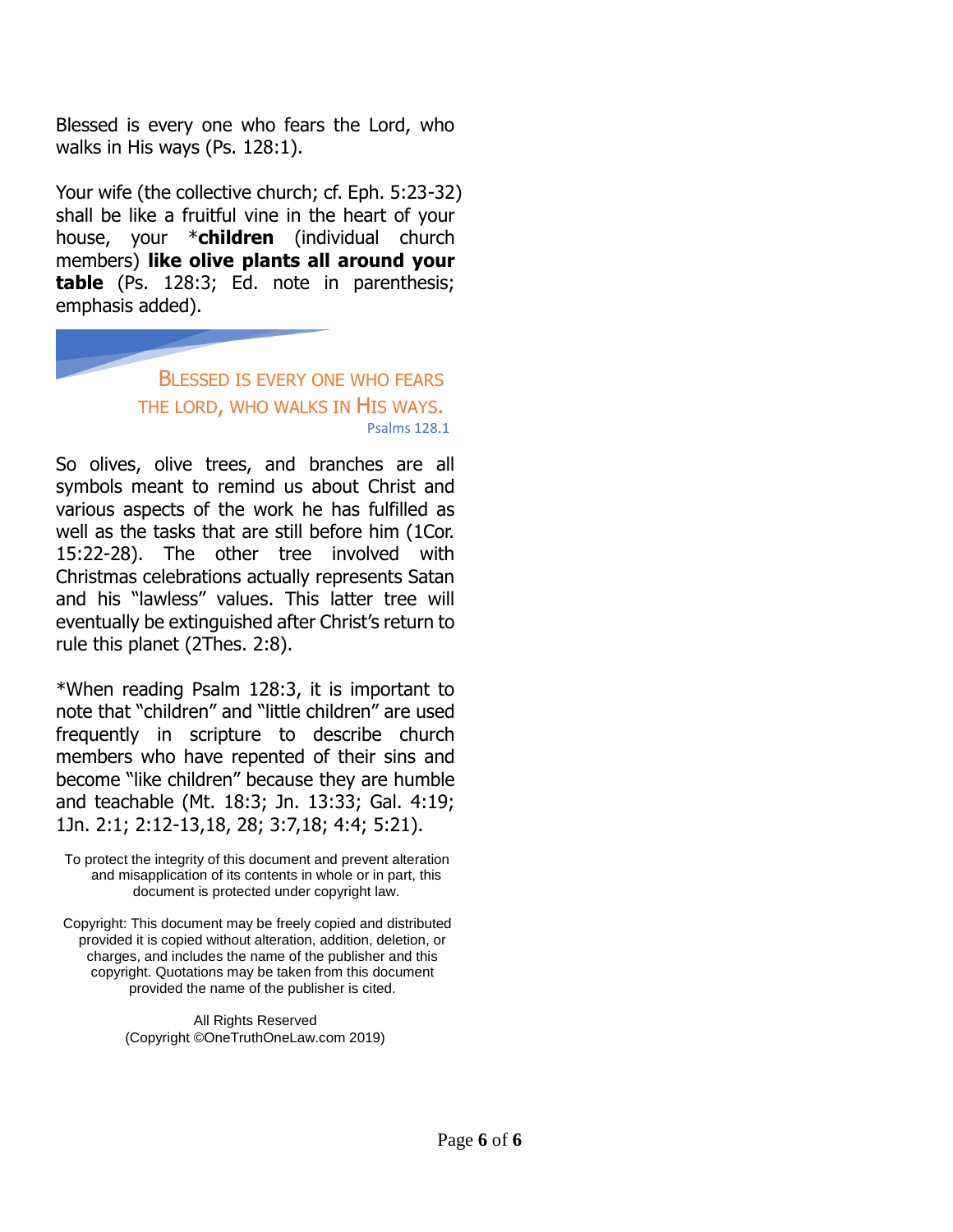Blessed is every one who fears the Lord, who walks in His ways (Ps. 128:1).

Your wife (the collective church; cf. Eph. 5:23-32) shall be like a fruitful vine in the heart of your house, your ***children** (individual church members) **like olive plants all around your table** (Ps. 128:3; Ed. note in parenthesis; emphasis added).

> BLESSED IS EVERY ONE WHO FEARS THE LORD, WHO WALKS IN HIS WAYS.
>
> Psalms 128.1

So olives, olive trees, and branches are all symbols meant to remind us about Christ and various aspects of the work he has fulfilled as well as the tasks that are still before him (1Cor. 15:22-28). The other tree involved with Christmas celebrations actually represents Satan and his "lawless" values. This latter tree will eventually be extinguished after Christ's return to rule this planet (2Thes. 2:8).

*When reading Psalm 128:3, it is important to note that "children" and "little children" are used frequently in scripture to describe church members who have repented of their sins and become "like children" because they are humble and teachable (Mt. 18:3; Jn. 13:33; Gal. 4:19; 1Jn. 2:1; 2:12-13,18, 28; 3:7,18; 4:4; 5:21).

To protect the integrity of this document and prevent alteration and misapplication of its contents in whole or in part, this document is protected under copyright law.

Copyright: This document may be freely copied and distributed provided it is copied without alteration, addition, deletion, or charges, and includes the name of the publisher and this copyright. Quotations may be taken from this document provided the name of the publisher is cited.

All Rights Reserved
(Copyright ©OneTruthOneLaw.com 2019)